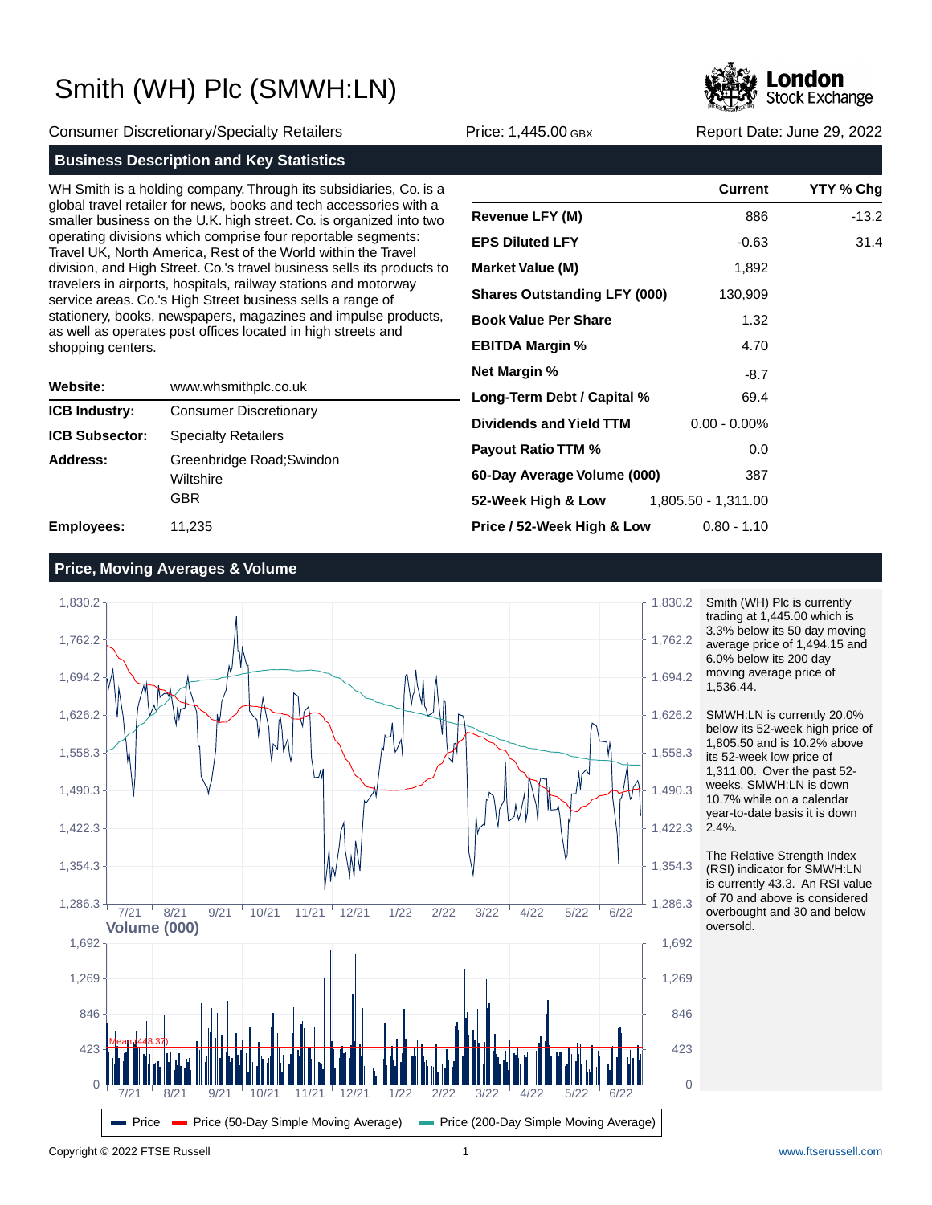# Smith (WH) Plc (SMWH:LN)

Consumer Discretionary/Specialty Retailers | Price: 1,445.00 GBX | Report Date: June 29, 2022

## Business Description and Key Statistics

WH Smith is a holding company. Through its subsidiaries, Co. is a global travel retailer for news, books and tech accessories with a smaller business on the U.K. high street. Co. is organized into two operating divisions which comprise four reportable segments: Travel UK, North America, Rest of the World within the Travel division, and High Street. Co.'s travel business sells its products to travelers in airports, hospitals, railway stations and motorway service areas. Co.'s High Street business sells a range of stationery, books, newspapers, magazines and impulse products, as well as operates post offices located in high streets and shopping centers.

| | |
|---|---|
| **Website:** | www.whsmithplc.co.uk |
| **ICB Industry:** | Consumer Discretionary |
| **ICB Subsector:** | Specialty Retailers |
| **Address:** | Greenbridge Road;Swindon Wiltshire GBR |
| **Employees:** | 11,235 |

| | Current | YTY % Chg |
|---|---|---|
| **Revenue LFY (M)** | 886 | -13.2 |
| **EPS Diluted LFY** | -0.63 | 31.4 |
| **Market Value (M)** | 1,892 | |
| **Shares Outstanding LFY (000)** | 130,909 | |
| **Book Value Per Share** | 1.32 | |
| **EBITDA Margin %** | 4.70 | |
| **Net Margin %** | -8.7 | |
| **Long-Term Debt / Capital %** | 69.4 | |
| **Dividends and Yield TTM** | 0.00 - 0.00% | |
| **Payout Ratio TTM %** | 0.0 | |
| **60-Day Average Volume (000)** | 387 | |
| **52-Week High & Low** | 1,805.50 - 1,311.00 | |
| **Price / 52-Week High & Low** | 0.80 - 1.10 | |

## Price, Moving Averages & Volume

Smith (WH) Plc is currently trading at 1,445.00 which is 3.3% below its 50 day moving average price of 1,494.15 and 6.0% below its 200 day moving average price of 1,536.44.

SMWH:LN is currently 20.0% below its 52-week high price of 1,805.50 and is 10.2% above its 52-week low price of 1,311.00. Over the past 52-weeks, SMWH:LN is down 10.7% while on a calendar year-to-date basis it is down 2.4%.

The Relative Strength Index (RSI) indicator for SMWH:LN is currently 43.3. An RSI value of 70 and above is considered overbought and 30 and below oversold.

Copyright © 2022 FTSE Russell | www.ftserussell.com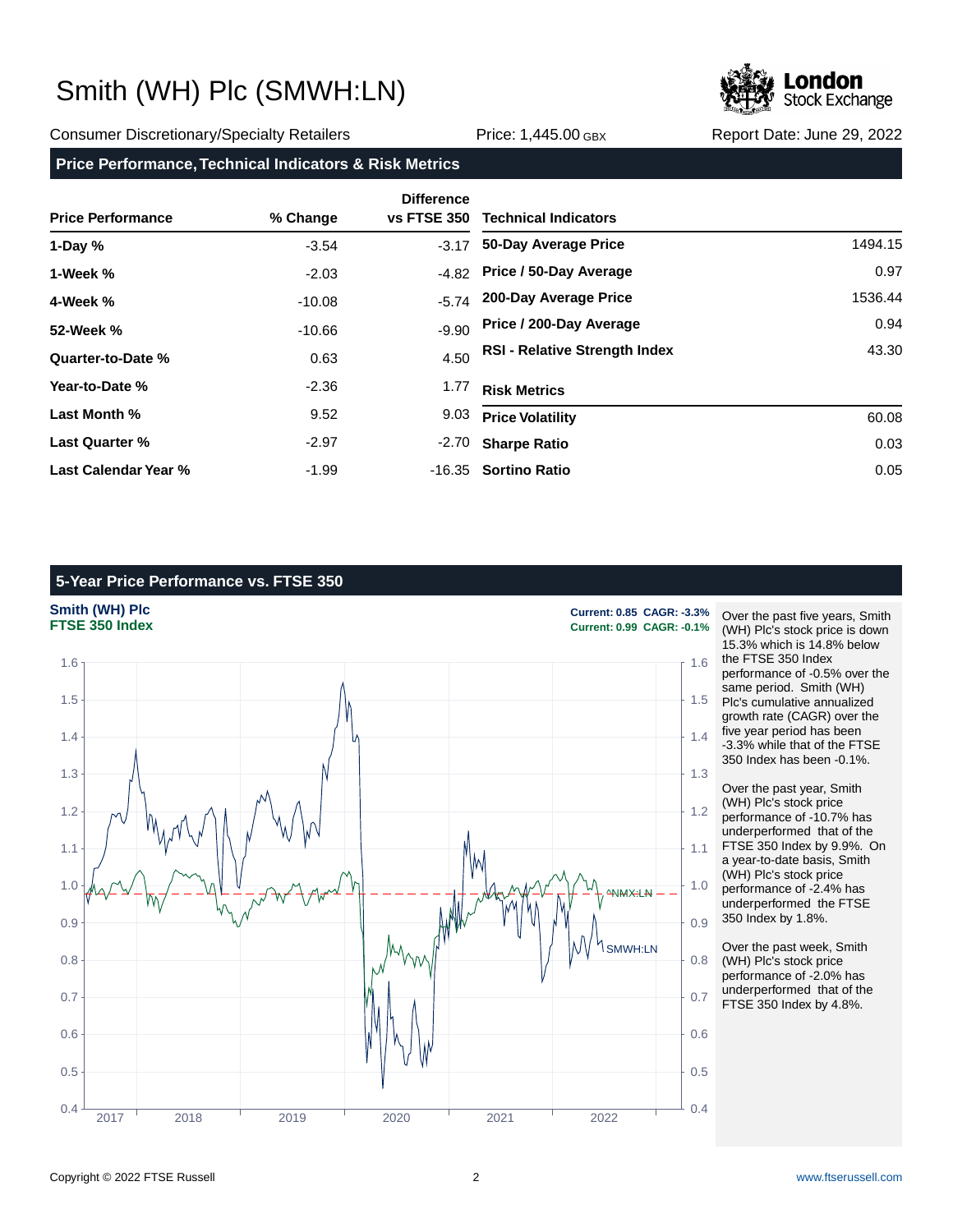# Smith (WH) Plc (SMWH:LN)

Consumer Discretionary/Specialty Retailers | Price: 1,445.00 GBX | Report Date: June 29, 2022

## Price Performance, Technical Indicators & Risk Metrics

| Price Performance | % Change | Difference vs FTSE 350 |
|---|---|---|
| 1-Day % | -3.54 | -3.17 |
| 1-Week % | -2.03 | -4.82 |
| 4-Week % | -10.08 | -5.74 |
| 52-Week % | -10.66 | -9.90 |
| Quarter-to-Date % | 0.63 | 4.50 |
| Year-to-Date % | -2.36 | 1.77 |
| Last Month % | 9.52 | 9.03 |
| Last Quarter % | -2.97 | -2.70 |
| Last Calendar Year % | -1.99 | -16.35 |

| Technical Indicators | |
|---|---|
| 50-Day Average Price | 1494.15 |
| Price / 50-Day Average | 0.97 |
| 200-Day Average Price | 1536.44 |
| Price / 200-Day Average | 0.94 |
| RSI - Relative Strength Index | 43.30 |

| Risk Metrics | |
|---|---|
| Price Volatility | 60.08 |
| Sharpe Ratio | 0.03 |
| Sortino Ratio | 0.05 |

## 5-Year Price Performance vs. FTSE 350

**Smith (WH) Plc** — Current: 0.85 CAGR: -3.3%
**FTSE 350 Index** — Current: 0.99 CAGR: -0.1%

Over the past five years, Smith (WH) Plc's stock price is down 15.3% which is 14.8% below the FTSE 350 Index performance of -0.5% over the same period. Smith (WH) Plc's cumulative annualized growth rate (CAGR) over the five year period has been -3.3% while that of the FTSE 350 Index has been -0.1%.

Over the past year, Smith (WH) Plc's stock price performance of -10.7% has underperformed that of the FTSE 350 Index by 9.9%. On a year-to-date basis, Smith (WH) Plc's stock price performance of -2.4% has underperformed the FTSE 350 Index by 1.8%.

Over the past week, Smith (WH) Plc's stock price performance of -2.0% has underperformed that of the FTSE 350 Index by 4.8%.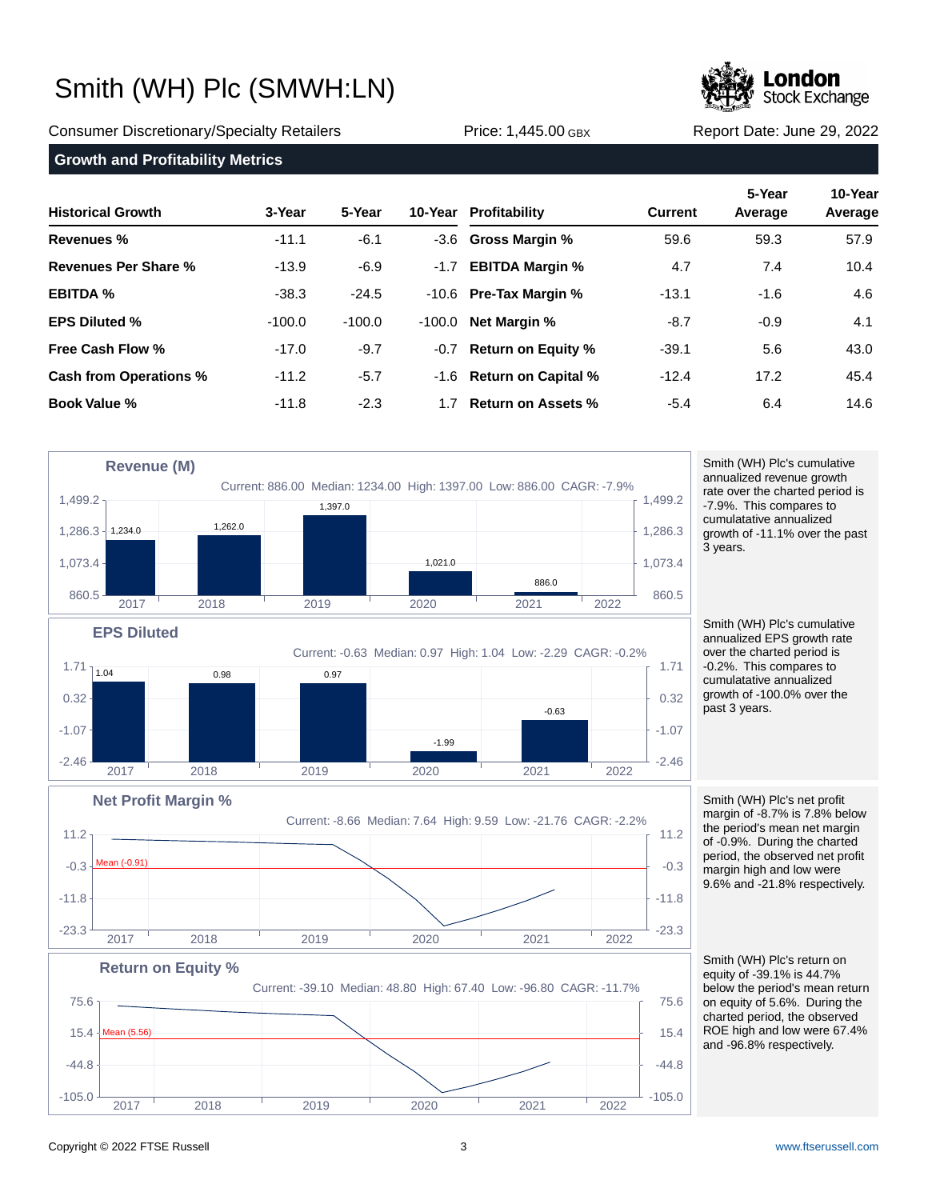# Smith (WH) Plc (SMWH:LN)

Consumer Discretionary/Specialty Retailers | Price: 1,445.00 GBX | Report Date: June 29, 2022

## Growth and Profitability Metrics

| Historical Growth | 3-Year | 5-Year | 10-Year | Profitability | Current | 5-Year Average | 10-Year Average |
|---|---|---|---|---|---|---|---|
| **Revenues %** | -11.1 | -6.1 | -3.6 | **Gross Margin %** | 59.6 | 59.3 | 57.9 |
| **Revenues Per Share %** | -13.9 | -6.9 | -1.7 | **EBITDA Margin %** | 4.7 | 7.4 | 10.4 |
| **EBITDA %** | -38.3 | -24.5 | -10.6 | **Pre-Tax Margin %** | -13.1 | -1.6 | 4.6 |
| **EPS Diluted %** | -100.0 | -100.0 | -100.0 | **Net Margin %** | -8.7 | -0.9 | 4.1 |
| **Free Cash Flow %** | -17.0 | -9.7 | -0.7 | **Return on Equity %** | -39.1 | 5.6 | 43.0 |
| **Cash from Operations %** | -11.2 | -5.7 | -1.6 | **Return on Capital %** | -12.4 | 17.2 | 45.4 |
| **Book Value %** | -11.8 | -2.3 | 1.7 | **Return on Assets %** | -5.4 | 6.4 | 14.6 |

### Revenue (M)

Current: 886.00 Median: 1234.00 High: 1397.00 Low: 886.00 CAGR: -7.9%

| 2017 | 2018 | 2019 | 2020 | 2021 | 2022 |
|---|---|---|---|---|---|
| 1,234.0 | 1,262.0 | 1,397.0 | 1,021.0 | 886.0 | |

Smith (WH) Plc's cumulative annualized revenue growth rate over the charted period is -7.9%. This compares to cumulative annualized growth of -11.1% over the past 3 years.

### EPS Diluted

Current: -0.63 Median: 0.97 High: 1.04 Low: -2.29 CAGR: -0.2%

| 2017 | 2018 | 2019 | 2020 | 2021 | 2022 |
|---|---|---|---|---|---|
| 1.04 | 0.98 | 0.97 | -1.99 | -0.63 | |

Smith (WH) Plc's cumulative annualized EPS growth rate over the charted period is -0.2%. This compares to cumulative annualized growth of -100.0% over the past 3 years.

### Net Profit Margin %

Current: -8.66 Median: 7.64 High: 9.59 Low: -21.76 CAGR: -2.2%

Mean (-0.91)

Smith (WH) Plc's net profit margin of -8.7% is 7.8% below the period's mean net margin of -0.9%. During the charted period, the observed net profit margin high and low were 9.6% and -21.8% respectively.

### Return on Equity %

Current: -39.10 Median: 48.80 High: 67.40 Low: -96.80 CAGR: -11.7%

Mean (5.56)

Smith (WH) Plc's return on equity of -39.1% is 44.7% below the period's mean return on equity of 5.6%. During the charted period, the observed ROE high and low were 67.4% and -96.8% respectively.

Copyright © 2022 FTSE Russell

www.ftserussell.com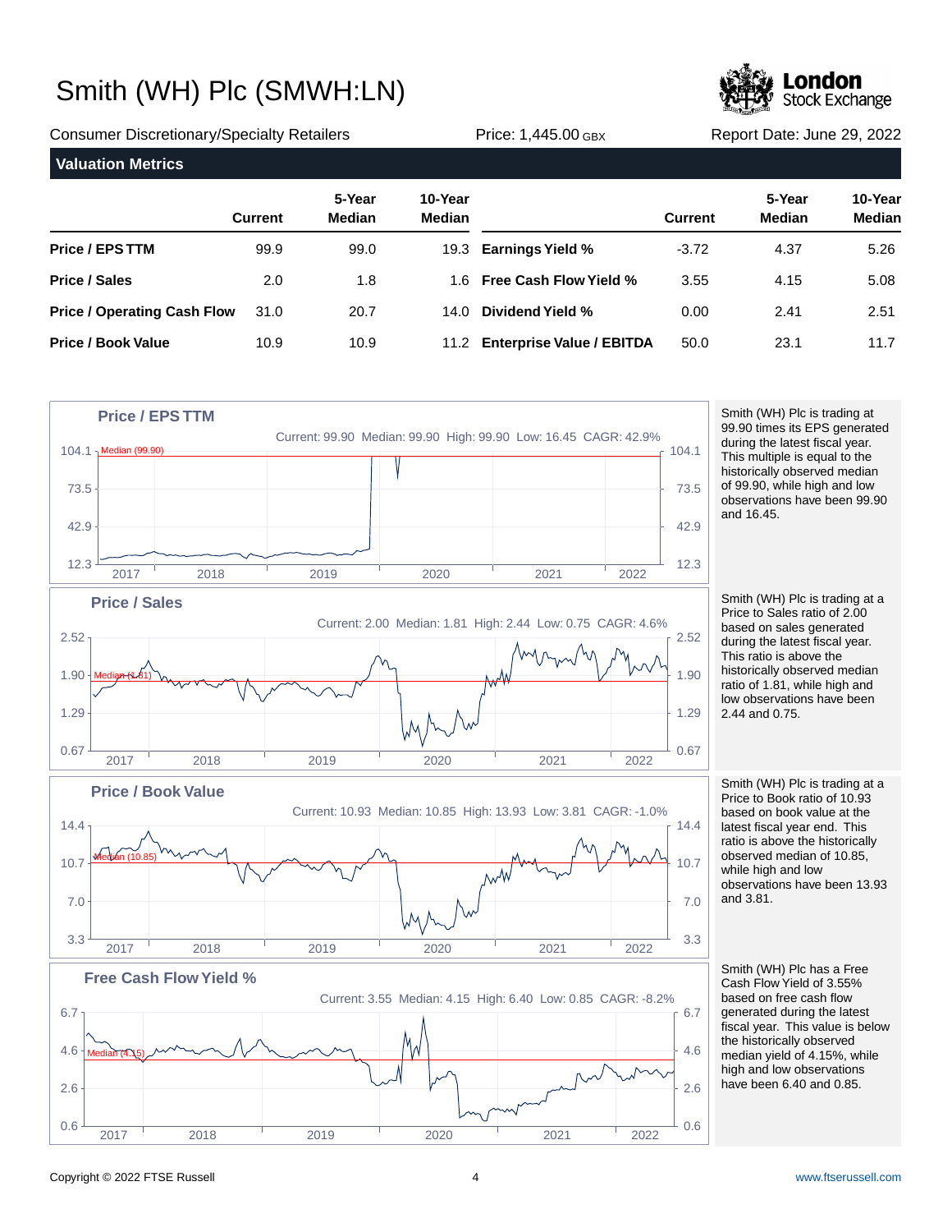# Smith (WH) Plc (SMWH:LN)

Consumer Discretionary/Specialty Retailers | Price: 1,445.00 GBX | Report Date: June 29, 2022

## Valuation Metrics

| | Current | 5-Year Median | 10-Year Median | | Current | 5-Year Median | 10-Year Median |
|---|---|---|---|---|---|---|---|
| **Price / EPS TTM** | 99.9 | 99.0 | 19.3 | **Earnings Yield %** | -3.72 | 4.37 | 5.26 |
| **Price / Sales** | 2.0 | 1.8 | 1.6 | **Free Cash Flow Yield %** | 3.55 | 4.15 | 5.08 |
| **Price / Operating Cash Flow** | 31.0 | 20.7 | 14.0 | **Dividend Yield %** | 0.00 | 2.41 | 2.51 |
| **Price / Book Value** | 10.9 | 10.9 | 11.2 | **Enterprise Value / EBITDA** | 50.0 | 23.1 | 11.7 |

### Price / EPS TTM

Current: 99.90 Median: 99.90 High: 99.90 Low: 16.45 CAGR: 42.9%

Smith (WH) Plc is trading at 99.90 times its EPS generated during the latest fiscal year. This multiple is equal to the historically observed median of 99.90, while high and low observations have been 99.90 and 16.45.

### Price / Sales

Current: 2.00 Median: 1.81 High: 2.44 Low: 0.75 CAGR: 4.6%

Smith (WH) Plc is trading at a Price to Sales ratio of 2.00 based on sales generated during the latest fiscal year. This ratio is above the historically observed median ratio of 1.81, while high and low observations have been 2.44 and 0.75.

### Price / Book Value

Current: 10.93 Median: 10.85 High: 13.93 Low: 3.81 CAGR: -1.0%

Smith (WH) Plc is trading at a Price to Book ratio of 10.93 based on book value at the latest fiscal year end. This ratio is above the historically observed median of 10.85, while high and low observations have been 13.93 and 3.81.

### Free Cash Flow Yield %

Current: 3.55 Median: 4.15 High: 6.40 Low: 0.85 CAGR: -8.2%

Smith (WH) Plc has a Free Cash Flow Yield of 3.55% based on free cash flow generated during the latest fiscal year. This value is below the historically observed median yield of 4.15%, while high and low observations have been 6.40 and 0.85.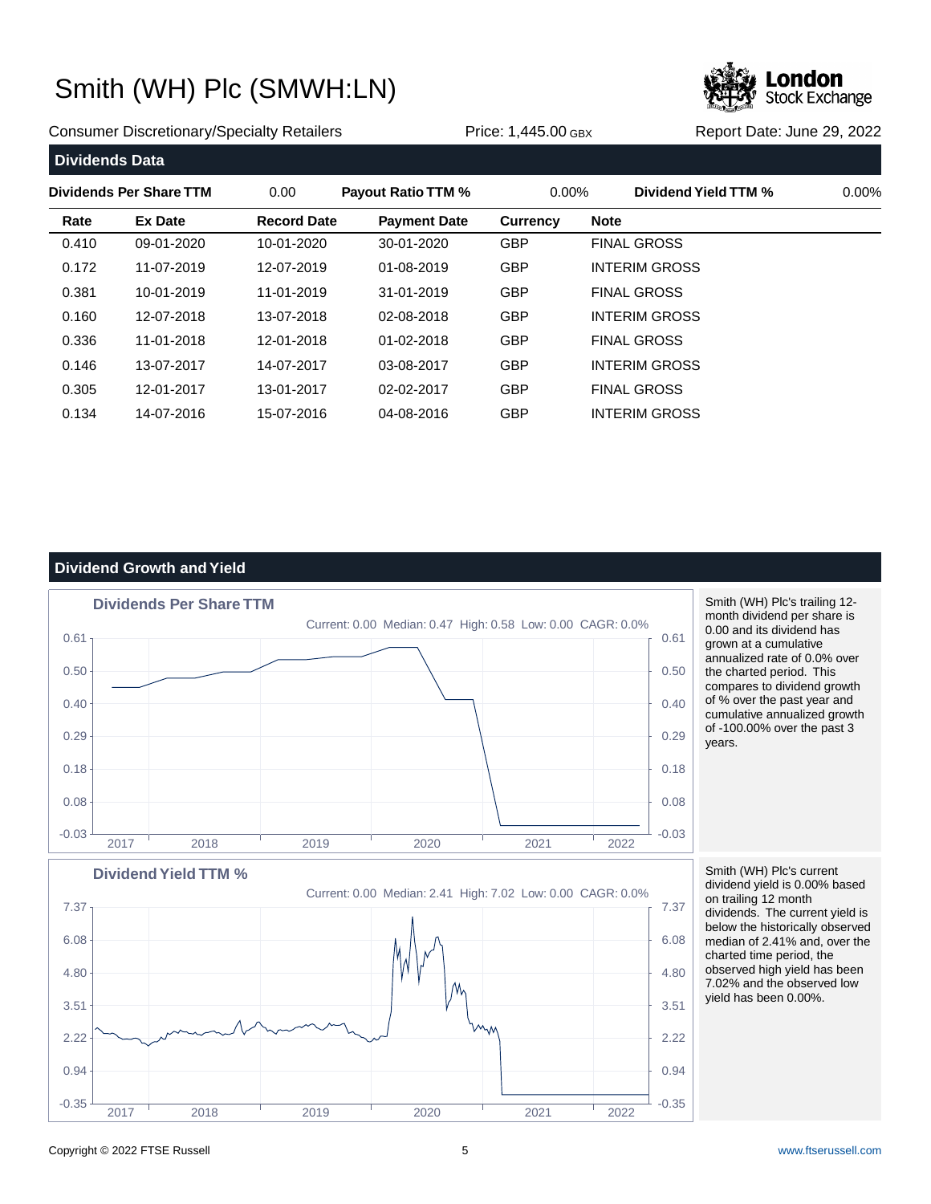# Smith (WH) Plc (SMWH:LN)

Consumer Discretionary/Specialty Retailers | Price: 1,445.00 GBX | Report Date: June 29, 2022

## Dividends Data

| Dividends Per Share TTM | 0.00 | Payout Ratio TTM % | 0.00% | Dividend Yield TTM % | 0.00% |
|---|---|---|---|---|---|

| Rate | Ex Date | Record Date | Payment Date | Currency | Note |
|---|---|---|---|---|---|
| 0.410 | 09-01-2020 | 10-01-2020 | 30-01-2020 | GBP | FINAL GROSS |
| 0.172 | 11-07-2019 | 12-07-2019 | 01-08-2019 | GBP | INTERIM GROSS |
| 0.381 | 10-01-2019 | 11-01-2019 | 31-01-2019 | GBP | FINAL GROSS |
| 0.160 | 12-07-2018 | 13-07-2018 | 02-08-2018 | GBP | INTERIM GROSS |
| 0.336 | 11-01-2018 | 12-01-2018 | 01-02-2018 | GBP | FINAL GROSS |
| 0.146 | 13-07-2017 | 14-07-2017 | 03-08-2017 | GBP | INTERIM GROSS |
| 0.305 | 12-01-2017 | 13-01-2017 | 02-02-2017 | GBP | FINAL GROSS |
| 0.134 | 14-07-2016 | 15-07-2016 | 04-08-2016 | GBP | INTERIM GROSS |

## Dividend Growth and Yield

### Dividends Per Share TTM

Current: 0.00 Median: 0.47 High: 0.58 Low: 0.00 CAGR: 0.0%

Smith (WH) Plc's trailing 12-month dividend per share is 0.00 and its dividend has grown at a cumulative annualized rate of 0.0% over the charted period. This compares to dividend growth of % over the past year and cumulative annualized growth of -100.00% over the past 3 years.

### Dividend Yield TTM %

Current: 0.00 Median: 2.41 High: 7.02 Low: 0.00 CAGR: 0.0%

Smith (WH) Plc's current dividend yield is 0.00% based on trailing 12 month dividends. The current yield is below the historically observed median of 2.41% and, over the charted time period, the observed high yield has been 7.02% and the observed low yield has been 0.00%.

Copyright © 2022 FTSE Russell | www.ftserussell.com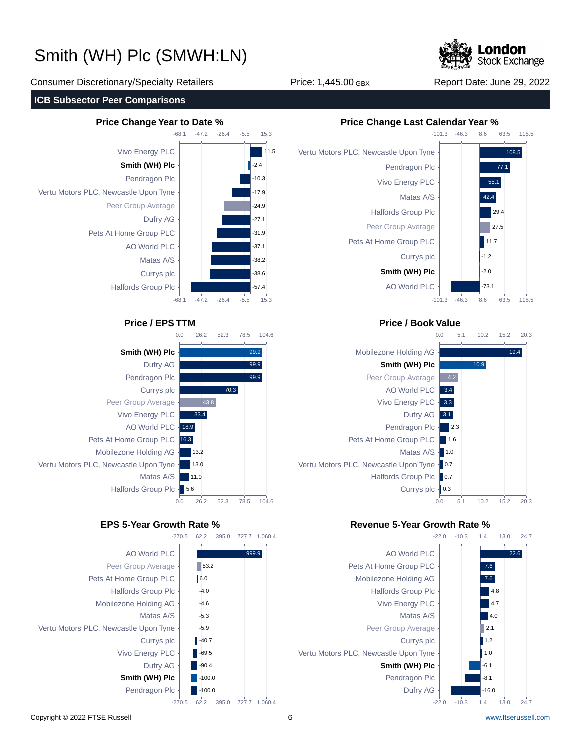# Smith (WH) Plc (SMWH:LN)

Consumer Discretionary/Specialty Retailers | Price: 1,445.00 GBX | Report Date: June 29, 2022

## ICB Subsector Peer Comparisons

### Price Change Year to Date %

| Company | Value |
|---|---|
| Vivo Energy PLC | 11.5 |
| **Smith (WH) Plc** | -2.4 |
| Pendragon Plc | -10.3 |
| Vertu Motors PLC, Newcastle Upon Tyne | -17.9 |
| Peer Group Average | -24.9 |
| Dufry AG | -27.1 |
| Pets At Home Group PLC | -31.9 |
| AO World PLC | -37.1 |
| Matas A/S | -38.2 |
| Currys plc | -38.6 |
| Halfords Group Plc | -57.4 |

### Price Change Last Calendar Year %

| Company | Value |
|---|---|
| Vertu Motors PLC, Newcastle Upon Tyne | 108.5 |
| Pendragon Plc | 77.1 |
| Vivo Energy PLC | 55.1 |
| Matas A/S | 42.4 |
| Halfords Group Plc | 29.4 |
| Peer Group Average | 27.5 |
| Pets At Home Group PLC | 11.7 |
| Currys plc | -1.2 |
| **Smith (WH) Plc** | -2.0 |
| AO World PLC | -73.1 |

### Price / EPS TTM

| Company | Value |
|---|---|
| **Smith (WH) Plc** | 99.9 |
| Dufry AG | 99.9 |
| Pendragon Plc | 99.9 |
| Currys plc | 70.3 |
| Peer Group Average | 43.8 |
| Vivo Energy PLC | 33.4 |
| AO World PLC | 18.9 |
| Pets At Home Group PLC | 16.3 |
| Mobilezone Holding AG | 13.2 |
| Vertu Motors PLC, Newcastle Upon Tyne | 13.0 |
| Matas A/S | 11.0 |
| Halfords Group Plc | 5.6 |

### Price / Book Value

| Company | Value |
|---|---|
| Mobilezone Holding AG | 19.4 |
| **Smith (WH) Plc** | 10.9 |
| Peer Group Average | 4.2 |
| AO World PLC | 3.4 |
| Vivo Energy PLC | 3.3 |
| Dufry AG | 3.1 |
| Pendragon Plc | 2.3 |
| Pets At Home Group PLC | 1.6 |
| Matas A/S | 1.0 |
| Vertu Motors PLC, Newcastle Upon Tyne | 0.7 |
| Halfords Group Plc | 0.7 |
| Currys plc | 0.3 |

### EPS 5-Year Growth Rate %

| Company | Value |
|---|---|
| AO World PLC | 999.9 |
| Peer Group Average | 53.2 |
| Pets At Home Group PLC | 6.0 |
| Halfords Group Plc | -4.0 |
| Mobilezone Holding AG | -4.6 |
| Matas A/S | -5.3 |
| Vertu Motors PLC, Newcastle Upon Tyne | -5.9 |
| Currys plc | -40.7 |
| Vivo Energy PLC | -69.5 |
| Dufry AG | -90.4 |
| **Smith (WH) Plc** | -100.0 |
| Pendragon Plc | -100.0 |

### Revenue 5-Year Growth Rate %

| Company | Value |
|---|---|
| AO World PLC | 22.6 |
| Pets At Home Group PLC | 7.6 |
| Mobilezone Holding AG | 7.6 |
| Halfords Group Plc | 4.8 |
| Vivo Energy PLC | 4.7 |
| Matas A/S | 4.0 |
| Peer Group Average | 2.1 |
| Currys plc | 1.2 |
| Vertu Motors PLC, Newcastle Upon Tyne | 1.0 |
| **Smith (WH) Plc** | -6.1 |
| Pendragon Plc | -8.1 |
| Dufry AG | -16.0 |

Copyright © 2022 FTSE Russell | www.ftserussell.com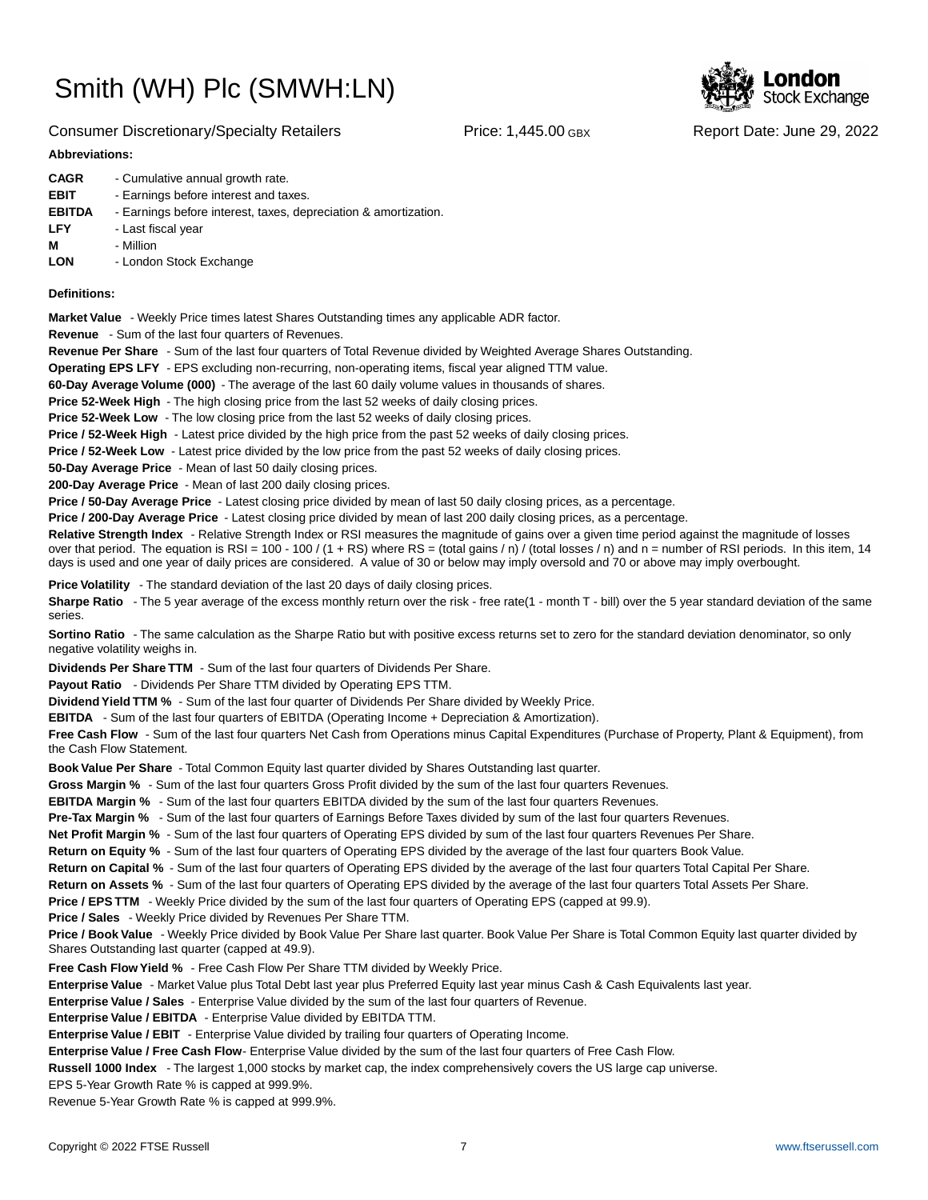# Smith (WH) Plc (SMWH:LN)

Consumer Discretionary/Specialty Retailers | Price: 1,445.00 GBX | Report Date: June 29, 2022

**Abbreviations:**

**CAGR** - Cumulative annual growth rate.
**EBIT** - Earnings before interest and taxes.
**EBITDA** - Earnings before interest, taxes, depreciation & amortization.
**LFY** - Last fiscal year
**M** - Million
**LON** - London Stock Exchange

**Definitions:**

**Market Value** - Weekly Price times latest Shares Outstanding times any applicable ADR factor.
**Revenue** - Sum of the last four quarters of Revenues.
**Revenue Per Share** - Sum of the last four quarters of Total Revenue divided by Weighted Average Shares Outstanding.
**Operating EPS LFY** - EPS excluding non-recurring, non-operating items, fiscal year aligned TTM value.
**60-Day Average Volume (000)** - The average of the last 60 daily volume values in thousands of shares.
**Price 52-Week High** - The high closing price from the last 52 weeks of daily closing prices.
**Price 52-Week Low** - The low closing price from the last 52 weeks of daily closing prices.
**Price / 52-Week High** - Latest price divided by the high price from the past 52 weeks of daily closing prices.
**Price / 52-Week Low** - Latest price divided by the low price from the past 52 weeks of daily closing prices.
**50-Day Average Price** - Mean of last 50 daily closing prices.
**200-Day Average Price** - Mean of last 200 daily closing prices.
**Price / 50-Day Average Price** - Latest closing price divided by mean of last 50 daily closing prices, as a percentage.
**Price / 200-Day Average Price** - Latest closing price divided by mean of last 200 daily closing prices, as a percentage.
**Relative Strength Index** - Relative Strength Index or RSI measures the magnitude of gains over a given time period against the magnitude of losses over that period. The equation is RSI = 100 - 100 / (1 + RS) where RS = (total gains / n) / (total losses / n) and n = number of RSI periods. In this item, 14 days is used and one year of daily prices are considered. A value of 30 or below may imply oversold and 70 or above may imply overbought.
**Price Volatility** - The standard deviation of the last 20 days of daily closing prices.
**Sharpe Ratio** - The 5 year average of the excess monthly return over the risk - free rate(1 - month T - bill) over the 5 year standard deviation of the same series.
**Sortino Ratio** - The same calculation as the Sharpe Ratio but with positive excess returns set to zero for the standard deviation denominator, so only negative volatility weighs in.
**Dividends Per Share TTM** - Sum of the last four quarters of Dividends Per Share.
**Payout Ratio** - Dividends Per Share TTM divided by Operating EPS TTM.
**Dividend Yield TTM %** - Sum of the last four quarter of Dividends Per Share divided by Weekly Price.
**EBITDA** - Sum of the last four quarters of EBITDA (Operating Income + Depreciation & Amortization).
**Free Cash Flow** - Sum of the last four quarters Net Cash from Operations minus Capital Expenditures (Purchase of Property, Plant & Equipment), from the Cash Flow Statement.
**Book Value Per Share** - Total Common Equity last quarter divided by Shares Outstanding last quarter.
**Gross Margin %** - Sum of the last four quarters Gross Profit divided by the sum of the last four quarters Revenues.
**EBITDA Margin %** - Sum of the last four quarters EBITDA divided by the sum of the last four quarters Revenues.
**Pre-Tax Margin %** - Sum of the last four quarters of Earnings Before Taxes divided by sum of the last four quarters Revenues.
**Net Profit Margin %** - Sum of the last four quarters of Operating EPS divided by sum of the last four quarters Revenues Per Share.
**Return on Equity %** - Sum of the last four quarters of Operating EPS divided by the average of the last four quarters Book Value.
**Return on Capital %** - Sum of the last four quarters of Operating EPS divided by the average of the last four quarters Total Capital Per Share.
**Return on Assets %** - Sum of the last four quarters of Operating EPS divided by the average of the last four quarters Total Assets Per Share.
**Price / EPS TTM** - Weekly Price divided by the sum of the last four quarters of Operating EPS (capped at 99.9).
**Price / Sales** - Weekly Price divided by Revenues Per Share TTM.
**Price / Book Value** - Weekly Price divided by Book Value Per Share last quarter. Book Value Per Share is Total Common Equity last quarter divided by Shares Outstanding last quarter (capped at 49.9).
**Free Cash Flow Yield %** - Free Cash Flow Per Share TTM divided by Weekly Price.
**Enterprise Value** - Market Value plus Total Debt last year plus Preferred Equity last year minus Cash & Cash Equivalents last year.
**Enterprise Value / Sales** - Enterprise Value divided by the sum of the last four quarters of Revenue.
**Enterprise Value / EBITDA** - Enterprise Value divided by EBITDA TTM.
**Enterprise Value / EBIT** - Enterprise Value divided by trailing four quarters of Operating Income.
**Enterprise Value / Free Cash Flow**- Enterprise Value divided by the sum of the last four quarters of Free Cash Flow.
**Russell 1000 Index** - The largest 1,000 stocks by market cap, the index comprehensively covers the US large cap universe.
EPS 5-Year Growth Rate % is capped at 999.9%.
Revenue 5-Year Growth Rate % is capped at 999.9%.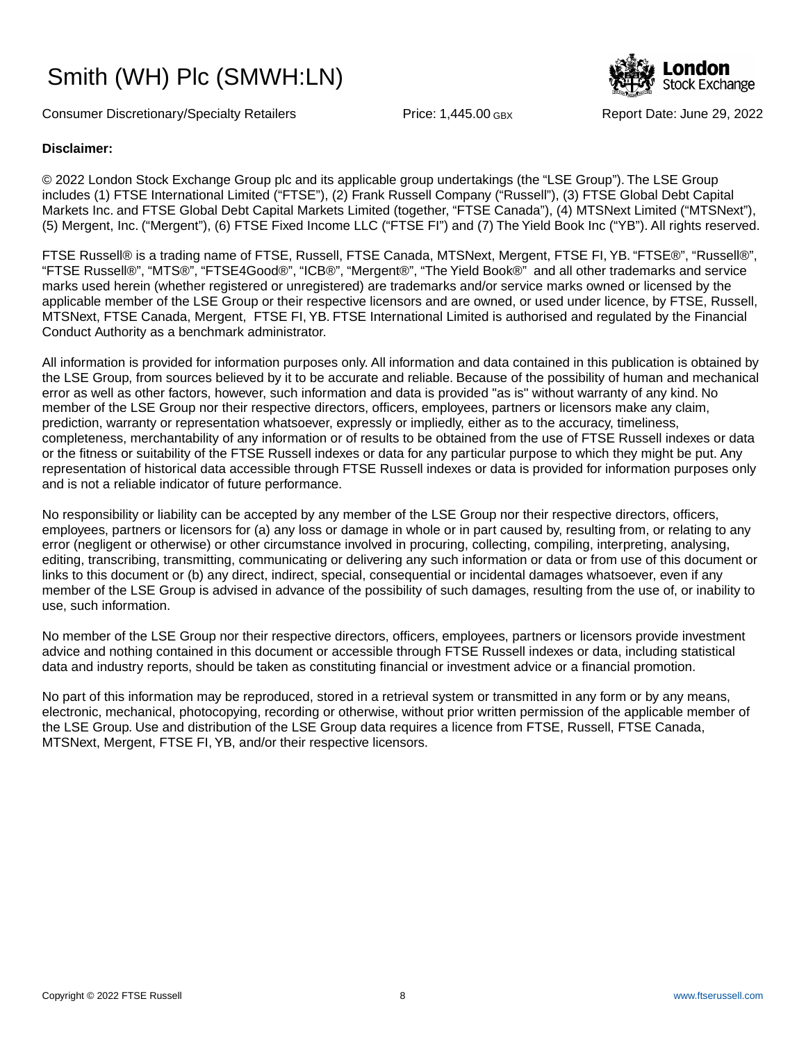**Disclaimer:**

© 2022 London Stock Exchange Group plc and its applicable group undertakings (the "LSE Group"). The LSE Group includes (1) FTSE International Limited ("FTSE"), (2) Frank Russell Company ("Russell"), (3) FTSE Global Debt Capital Markets Inc. and FTSE Global Debt Capital Markets Limited (together, "FTSE Canada"), (4) MTSNext Limited ("MTSNext"), (5) Mergent, Inc. ("Mergent"), (6) FTSE Fixed Income LLC ("FTSE FI") and (7) The Yield Book Inc ("YB"). All rights reserved.

FTSE Russell® is a trading name of FTSE, Russell, FTSE Canada, MTSNext, Mergent, FTSE FI, YB. "FTSE®", "Russell®", "FTSE Russell®", "MTS®", "FTSE4Good®", "ICB®", "Mergent®", "The Yield Book®" and all other trademarks and service marks used herein (whether registered or unregistered) are trademarks and/or service marks owned or licensed by the applicable member of the LSE Group or their respective licensors and are owned, or used under licence, by FTSE, Russell, MTSNext, FTSE Canada, Mergent, FTSE FI, YB. FTSE International Limited is authorised and regulated by the Financial Conduct Authority as a benchmark administrator.

All information is provided for information purposes only. All information and data contained in this publication is obtained by the LSE Group, from sources believed by it to be accurate and reliable. Because of the possibility of human and mechanical error as well as other factors, however, such information and data is provided "as is" without warranty of any kind. No member of the LSE Group nor their respective directors, officers, employees, partners or licensors make any claim, prediction, warranty or representation whatsoever, expressly or impliedly, either as to the accuracy, timeliness, completeness, merchantability of any information or of results to be obtained from the use of FTSE Russell indexes or data or the fitness or suitability of the FTSE Russell indexes or data for any particular purpose to which they might be put. Any representation of historical data accessible through FTSE Russell indexes or data is provided for information purposes only and is not a reliable indicator of future performance.

No responsibility or liability can be accepted by any member of the LSE Group nor their respective directors, officers, employees, partners or licensors for (a) any loss or damage in whole or in part caused by, resulting from, or relating to any error (negligent or otherwise) or other circumstance involved in procuring, collecting, compiling, interpreting, analysing, editing, transcribing, transmitting, communicating or delivering any such information or data or from use of this document or links to this document or (b) any direct, indirect, special, consequential or incidental damages whatsoever, even if any member of the LSE Group is advised in advance of the possibility of such damages, resulting from the use of, or inability to use, such information.

No member of the LSE Group nor their respective directors, officers, employees, partners or licensors provide investment advice and nothing contained in this document or accessible through FTSE Russell indexes or data, including statistical data and industry reports, should be taken as constituting financial or investment advice or a financial promotion.

No part of this information may be reproduced, stored in a retrieval system or transmitted in any form or by any means, electronic, mechanical, photocopying, recording or otherwise, without prior written permission of the applicable member of the LSE Group. Use and distribution of the LSE Group data requires a licence from FTSE, Russell, FTSE Canada, MTSNext, Mergent, FTSE FI, YB, and/or their respective licensors.